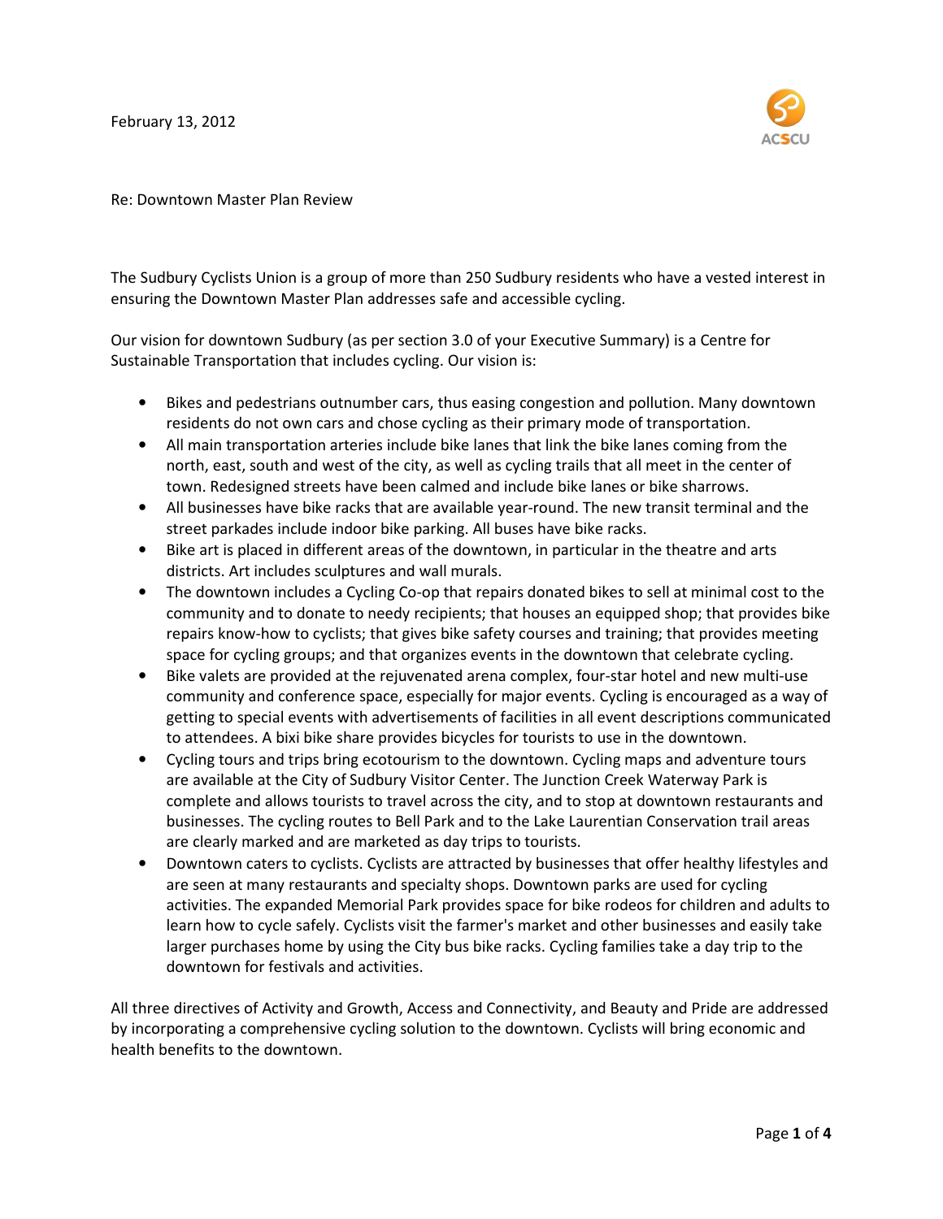February 13, 2012

ACSCU

Re: Downtown Master Plan Review

The Sudbury Cyclists Union is a group of more than 250 Sudbury residents who have a vested interest in ensuring the Downtown Master Plan addresses safe and accessible cycling.

Our vision for downtown Sudbury (as per section 3.0 of your Executive Summary) is a Centre for Sustainable Transportation that includes cycling. Our vision is:

- Bikes and pedestrians outnumber cars, thus easing congestion and pollution. Many downtown residents do not own cars and chose cycling as their primary mode of transportation.
- All main transportation arteries include bike lanes that link the bike lanes coming from the north, east, south and west of the city, as well as cycling trails that all meet in the center of town. Redesigned streets have been calmed and include bike lanes or bike sharrows.
- All businesses have bike racks that are available year-round. The new transit terminal and the street parkades include indoor bike parking. All buses have bike racks.
- Bike art is placed in different areas of the downtown, in particular in the theatre and arts districts. Art includes sculptures and wall murals.
- The downtown includes a Cycling Co-op that repairs donated bikes to sell at minimal cost to the community and to donate to needy recipients; that houses an equipped shop; that provides bike repairs know-how to cyclists; that gives bike safety courses and training; that provides meeting space for cycling groups; and that organizes events in the downtown that celebrate cycling.
- Bike valets are provided at the rejuvenated arena complex, four-star hotel and new multi-use community and conference space, especially for major events. Cycling is encouraged as a way of getting to special events with advertisements of facilities in all event descriptions communicated to attendees. A bixi bike share provides bicycles for tourists to use in the downtown.
- Cycling tours and trips bring ecotourism to the downtown. Cycling maps and adventure tours are available at the City of Sudbury Visitor Center. The Junction Creek Waterway Park is complete and allows tourists to travel across the city, and to stop at downtown restaurants and businesses. The cycling routes to Bell Park and to the Lake Laurentian Conservation trail areas are clearly marked and are marketed as day trips to tourists.
- Downtown caters to cyclists. Cyclists are attracted by businesses that offer healthy lifestyles and are seen at many restaurants and specialty shops. Downtown parks are used for cycling activities. The expanded Memorial Park provides space for bike rodeos for children and adults to learn how to cycle safely. Cyclists visit the farmer's market and other businesses and easily take larger purchases home by using the City bus bike racks. Cycling families take a day trip to the downtown for festivals and activities.

All three directives of Activity and Growth, Access and Connectivity, and Beauty and Pride are addressed by incorporating a comprehensive cycling solution to the downtown. Cyclists will bring economic and health benefits to the downtown.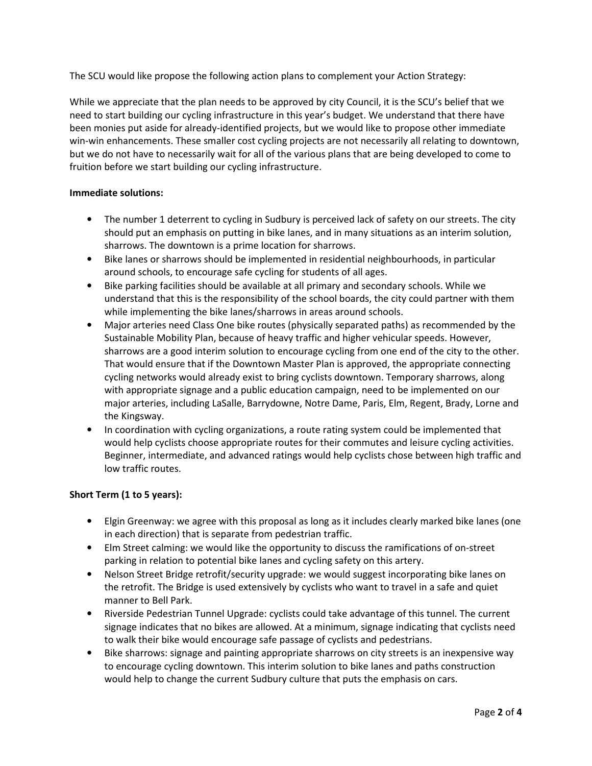The SCU would like propose the following action plans to complement your Action Strategy:

While we appreciate that the plan needs to be approved by city Council, it is the SCU's belief that we need to start building our cycling infrastructure in this year's budget. We understand that there have been monies put aside for already-identified projects, but we would like to propose other immediate win-win enhancements. These smaller cost cycling projects are not necessarily all relating to downtown, but we do not have to necessarily wait for all of the various plans that are being developed to come to fruition before we start building our cycling infrastructure.

**Immediate solutions:**

- The number 1 deterrent to cycling in Sudbury is perceived lack of safety on our streets. The city should put an emphasis on putting in bike lanes, and in many situations as an interim solution, sharrows. The downtown is a prime location for sharrows.
- Bike lanes or sharrows should be implemented in residential neighbourhoods, in particular around schools, to encourage safe cycling for students of all ages.
- Bike parking facilities should be available at all primary and secondary schools. While we understand that this is the responsibility of the school boards, the city could partner with them while implementing the bike lanes/sharrows in areas around schools.
- Major arteries need Class One bike routes (physically separated paths) as recommended by the Sustainable Mobility Plan, because of heavy traffic and higher vehicular speeds. However, sharrows are a good interim solution to encourage cycling from one end of the city to the other. That would ensure that if the Downtown Master Plan is approved, the appropriate connecting cycling networks would already exist to bring cyclists downtown. Temporary sharrows, along with appropriate signage and a public education campaign, need to be implemented on our major arteries, including LaSalle, Barrydowne, Notre Dame, Paris, Elm, Regent, Brady, Lorne and the Kingsway.
- In coordination with cycling organizations, a route rating system could be implemented that would help cyclists choose appropriate routes for their commutes and leisure cycling activities. Beginner, intermediate, and advanced ratings would help cyclists chose between high traffic and low traffic routes.

**Short Term (1 to 5 years):**

- Elgin Greenway: we agree with this proposal as long as it includes clearly marked bike lanes (one in each direction) that is separate from pedestrian traffic.
- Elm Street calming: we would like the opportunity to discuss the ramifications of on-street parking in relation to potential bike lanes and cycling safety on this artery.
- Nelson Street Bridge retrofit/security upgrade: we would suggest incorporating bike lanes on the retrofit. The Bridge is used extensively by cyclists who want to travel in a safe and quiet manner to Bell Park.
- Riverside Pedestrian Tunnel Upgrade: cyclists could take advantage of this tunnel. The current signage indicates that no bikes are allowed. At a minimum, signage indicating that cyclists need to walk their bike would encourage safe passage of cyclists and pedestrians.
- Bike sharrows: signage and painting appropriate sharrows on city streets is an inexpensive way to encourage cycling downtown. This interim solution to bike lanes and paths construction would help to change the current Sudbury culture that puts the emphasis on cars.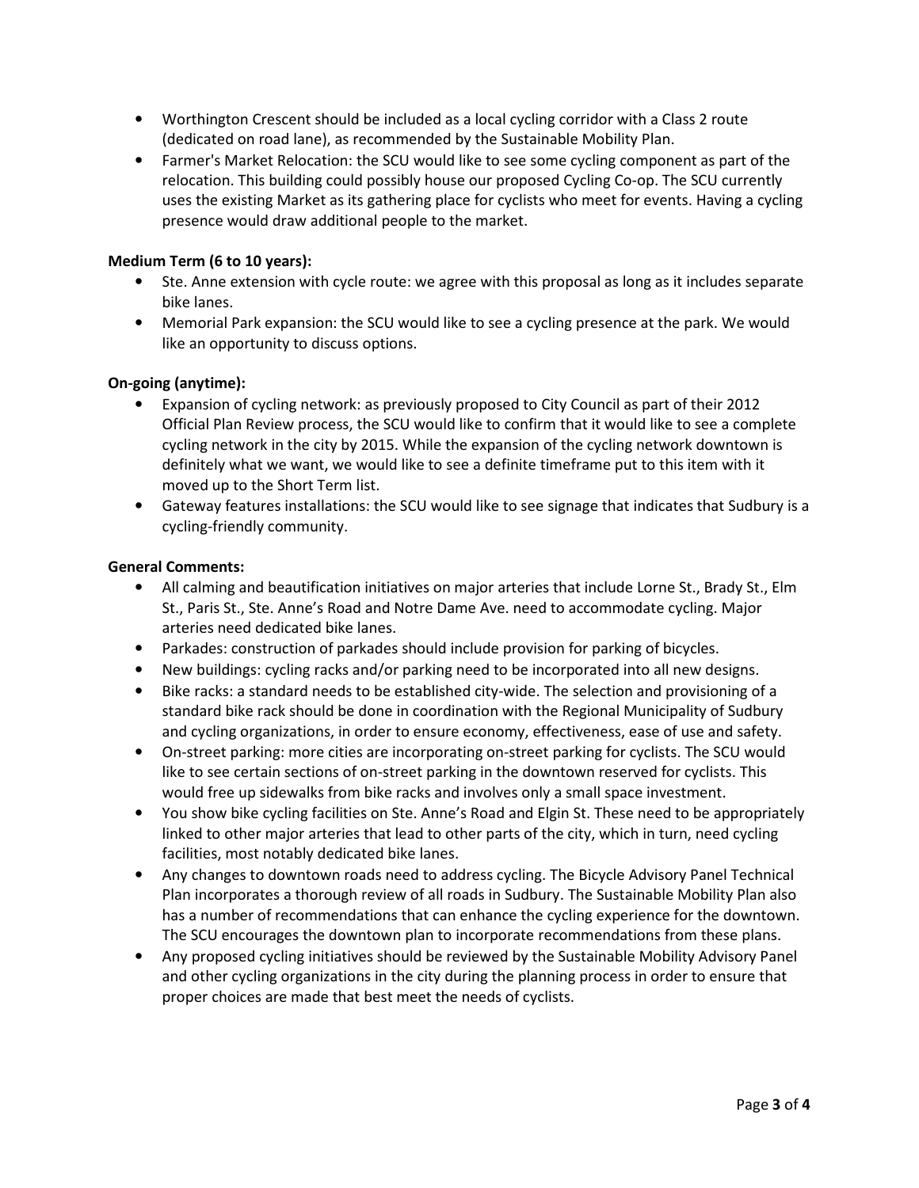- Worthington Crescent should be included as a local cycling corridor with a Class 2 route (dedicated on road lane), as recommended by the Sustainable Mobility Plan.
- Farmer's Market Relocation: the SCU would like to see some cycling component as part of the relocation. This building could possibly house our proposed Cycling Co-op. The SCU currently uses the existing Market as its gathering place for cyclists who meet for events. Having a cycling presence would draw additional people to the market.

**Medium Term (6 to 10 years):**

- Ste. Anne extension with cycle route: we agree with this proposal as long as it includes separate bike lanes.
- Memorial Park expansion: the SCU would like to see a cycling presence at the park. We would like an opportunity to discuss options.

**On-going (anytime):**

- Expansion of cycling network: as previously proposed to City Council as part of their 2012 Official Plan Review process, the SCU would like to confirm that it would like to see a complete cycling network in the city by 2015. While the expansion of the cycling network downtown is definitely what we want, we would like to see a definite timeframe put to this item with it moved up to the Short Term list.
- Gateway features installations: the SCU would like to see signage that indicates that Sudbury is a cycling-friendly community.

**General Comments:**

- All calming and beautification initiatives on major arteries that include Lorne St., Brady St., Elm St., Paris St., Ste. Anne's Road and Notre Dame Ave. need to accommodate cycling. Major arteries need dedicated bike lanes.
- Parkades: construction of parkades should include provision for parking of bicycles.
- New buildings: cycling racks and/or parking need to be incorporated into all new designs.
- Bike racks: a standard needs to be established city-wide. The selection and provisioning of a standard bike rack should be done in coordination with the Regional Municipality of Sudbury and cycling organizations, in order to ensure economy, effectiveness, ease of use and safety.
- On-street parking: more cities are incorporating on-street parking for cyclists. The SCU would like to see certain sections of on-street parking in the downtown reserved for cyclists. This would free up sidewalks from bike racks and involves only a small space investment.
- You show bike cycling facilities on Ste. Anne's Road and Elgin St. These need to be appropriately linked to other major arteries that lead to other parts of the city, which in turn, need cycling facilities, most notably dedicated bike lanes.
- Any changes to downtown roads need to address cycling. The Bicycle Advisory Panel Technical Plan incorporates a thorough review of all roads in Sudbury. The Sustainable Mobility Plan also has a number of recommendations that can enhance the cycling experience for the downtown. The SCU encourages the downtown plan to incorporate recommendations from these plans.
- Any proposed cycling initiatives should be reviewed by the Sustainable Mobility Advisory Panel and other cycling organizations in the city during the planning process in order to ensure that proper choices are made that best meet the needs of cyclists.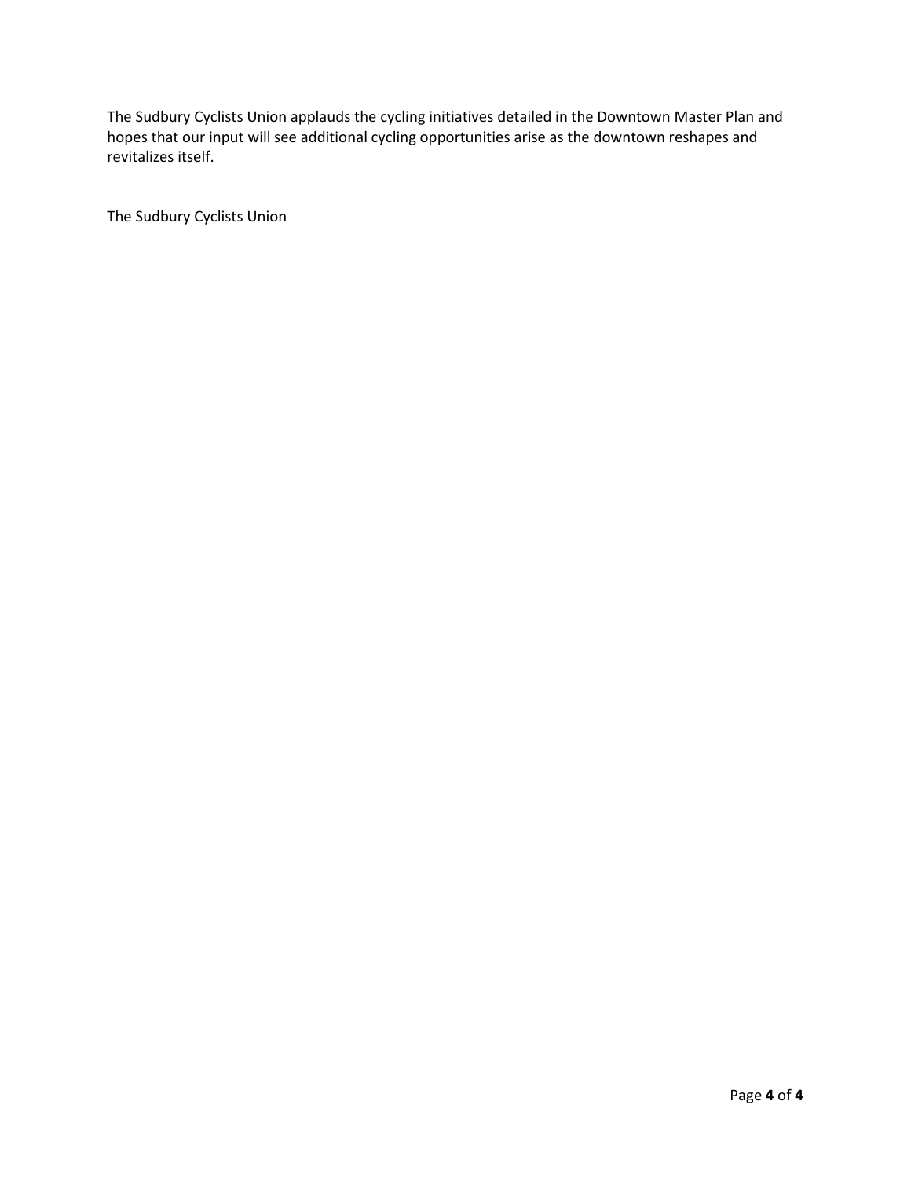The Sudbury Cyclists Union applauds the cycling initiatives detailed in the Downtown Master Plan and hopes that our input will see additional cycling opportunities arise as the downtown reshapes and revitalizes itself.

The Sudbury Cyclists Union